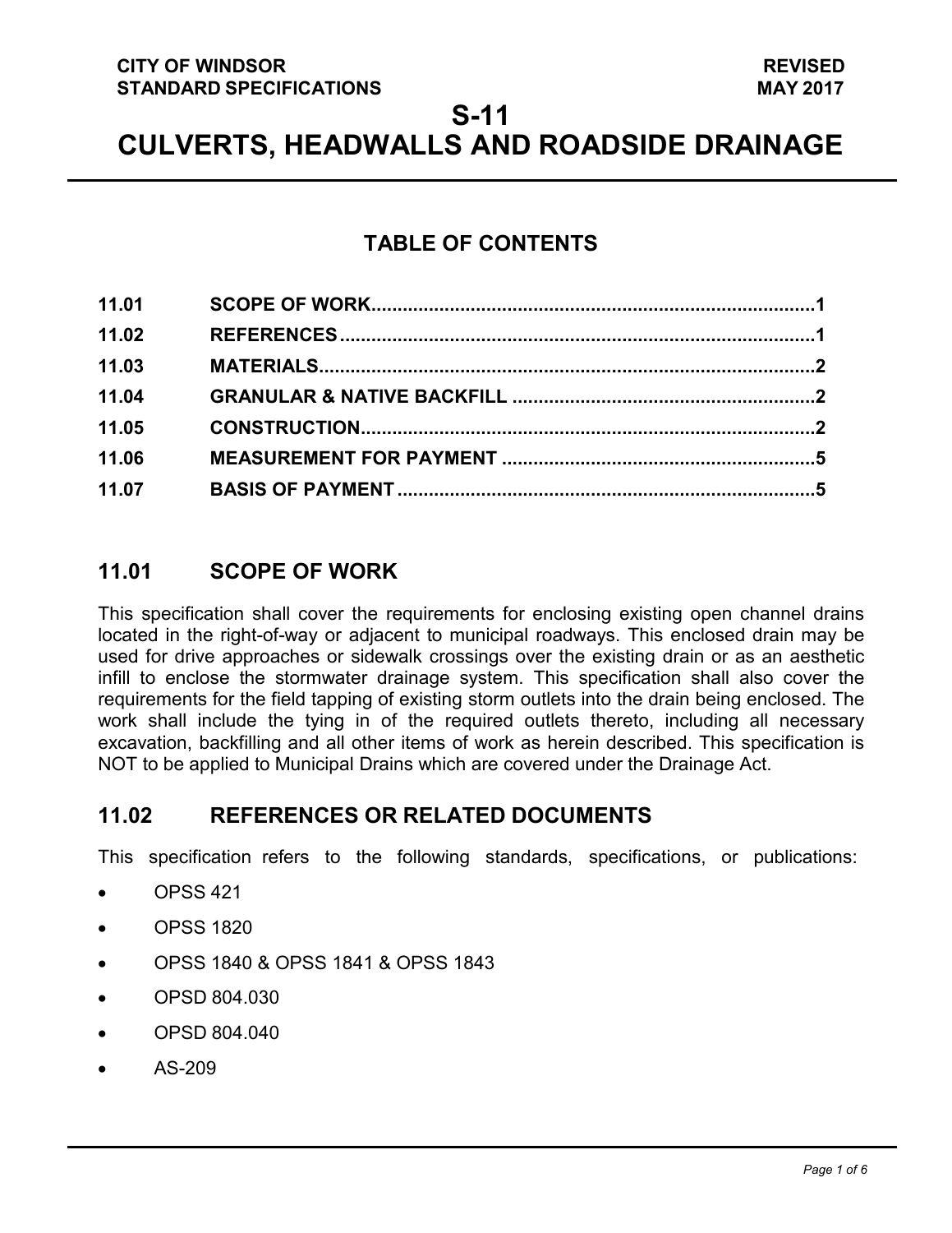**CITY OF WINDSOR** **REVISED**
**STANDARD SPECIFICATIONS** **MAY 2017**

# S-11
# CULVERTS, HEADWALLS AND ROADSIDE DRAINAGE

## TABLE OF CONTENTS

| | | |
|---|---|---|
| 11.01 | SCOPE OF WORK | 1 |
| 11.02 | REFERENCES | 1 |
| 11.03 | MATERIALS | 2 |
| 11.04 | GRANULAR & NATIVE BACKFILL | 2 |
| 11.05 | CONSTRUCTION | 2 |
| 11.06 | MEASUREMENT FOR PAYMENT | 5 |
| 11.07 | BASIS OF PAYMENT | 5 |

## 11.01 SCOPE OF WORK

This specification shall cover the requirements for enclosing existing open channel drains located in the right-of-way or adjacent to municipal roadways. This enclosed drain may be used for drive approaches or sidewalk crossings over the existing drain or as an aesthetic infill to enclose the stormwater drainage system. This specification shall also cover the requirements for the field tapping of existing storm outlets into the drain being enclosed. The work shall include the tying in of the required outlets thereto, including all necessary excavation, backfilling and all other items of work as herein described. This specification is NOT to be applied to Municipal Drains which are covered under the Drainage Act.

## 11.02 REFERENCES OR RELATED DOCUMENTS

This specification refers to the following standards, specifications, or publications:

- OPSS 421
- OPSS 1820
- OPSS 1840 & OPSS 1841 & OPSS 1843
- OPSD 804.030
- OPSD 804.040
- AS-209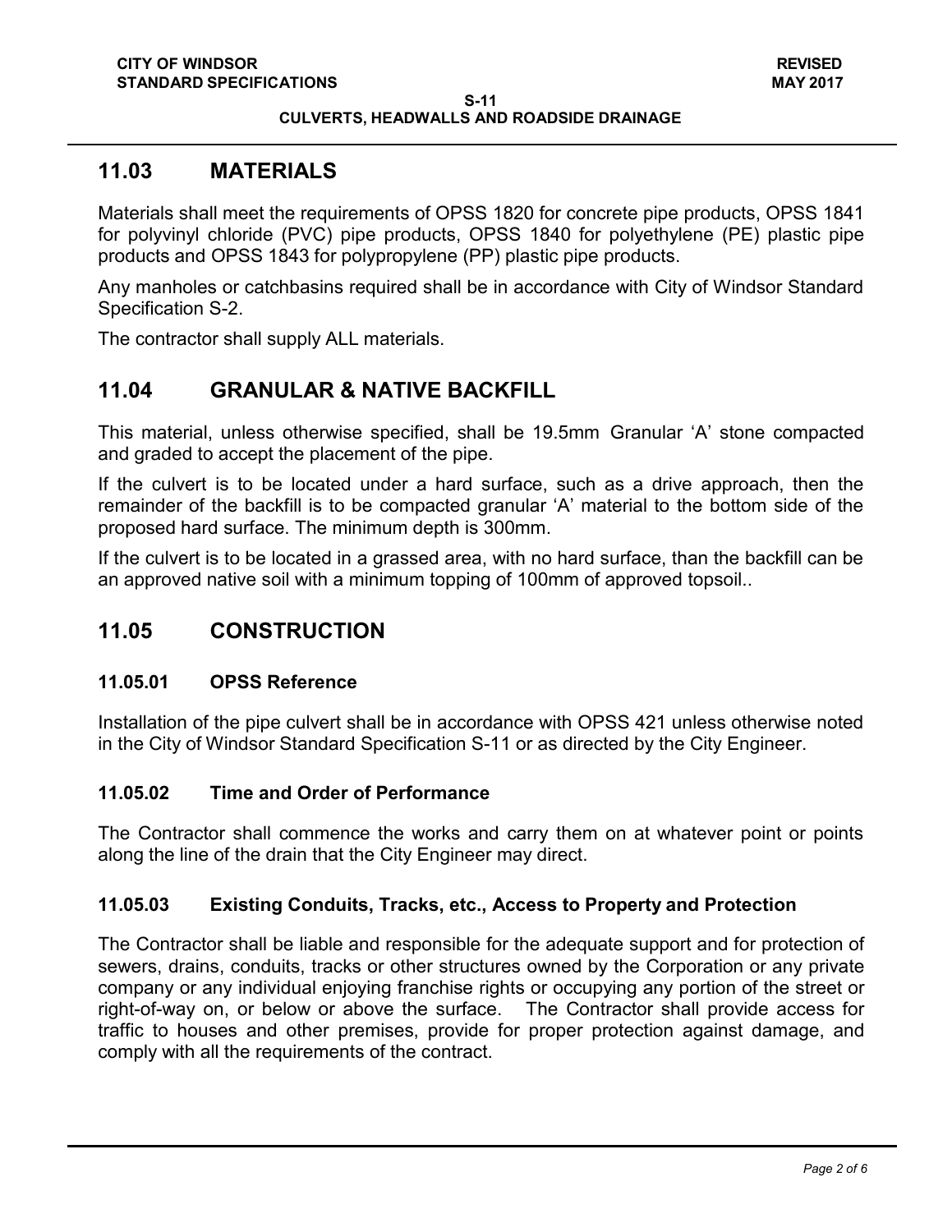## 11.03 MATERIALS

Materials shall meet the requirements of OPSS 1820 for concrete pipe products, OPSS 1841 for polyvinyl chloride (PVC) pipe products, OPSS 1840 for polyethylene (PE) plastic pipe products and OPSS 1843 for polypropylene (PP) plastic pipe products.

Any manholes or catchbasins required shall be in accordance with City of Windsor Standard Specification S-2.

The contractor shall supply ALL materials.

## 11.04 GRANULAR & NATIVE BACKFILL

This material, unless otherwise specified, shall be 19.5mm Granular 'A' stone compacted and graded to accept the placement of the pipe.

If the culvert is to be located under a hard surface, such as a drive approach, then the remainder of the backfill is to be compacted granular 'A' material to the bottom side of the proposed hard surface. The minimum depth is 300mm.

If the culvert is to be located in a grassed area, with no hard surface, than the backfill can be an approved native soil with a minimum topping of 100mm of approved topsoil..

## 11.05 CONSTRUCTION

### 11.05.01 OPSS Reference

Installation of the pipe culvert shall be in accordance with OPSS 421 unless otherwise noted in the City of Windsor Standard Specification S-11 or as directed by the City Engineer.

### 11.05.02 Time and Order of Performance

The Contractor shall commence the works and carry them on at whatever point or points along the line of the drain that the City Engineer may direct.

### 11.05.03 Existing Conduits, Tracks, etc., Access to Property and Protection

The Contractor shall be liable and responsible for the adequate support and for protection of sewers, drains, conduits, tracks or other structures owned by the Corporation or any private company or any individual enjoying franchise rights or occupying any portion of the street or right-of-way on, or below or above the surface. The Contractor shall provide access for traffic to houses and other premises, provide for proper protection against damage, and comply with all the requirements of the contract.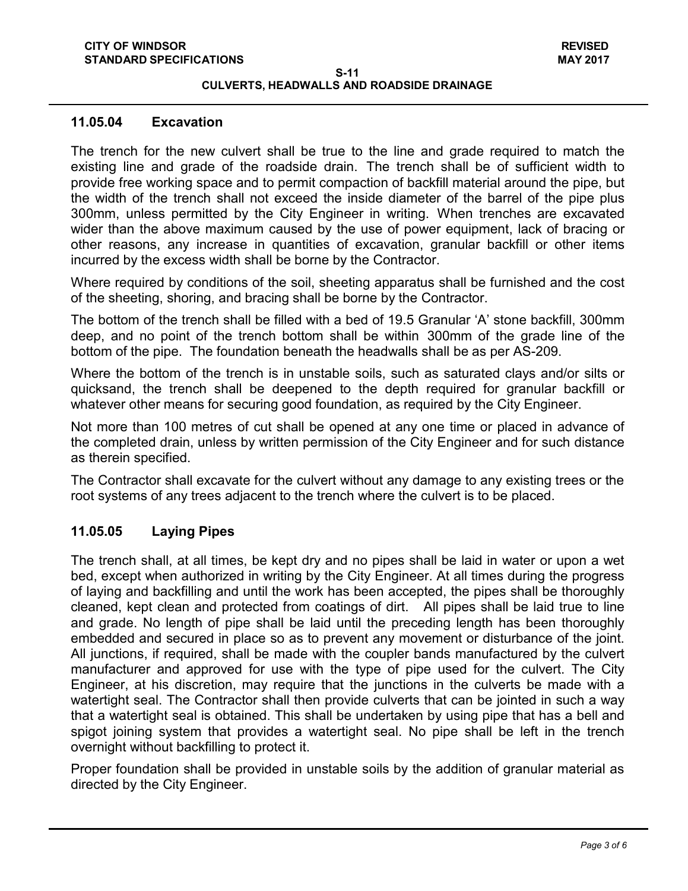### 11.05.04 Excavation

The trench for the new culvert shall be true to the line and grade required to match the existing line and grade of the roadside drain. The trench shall be of sufficient width to provide free working space and to permit compaction of backfill material around the pipe, but the width of the trench shall not exceed the inside diameter of the barrel of the pipe plus 300mm, unless permitted by the City Engineer in writing. When trenches are excavated wider than the above maximum caused by the use of power equipment, lack of bracing or other reasons, any increase in quantities of excavation, granular backfill or other items incurred by the excess width shall be borne by the Contractor.

Where required by conditions of the soil, sheeting apparatus shall be furnished and the cost of the sheeting, shoring, and bracing shall be borne by the Contractor.

The bottom of the trench shall be filled with a bed of 19.5 Granular 'A' stone backfill, 300mm deep, and no point of the trench bottom shall be within 300mm of the grade line of the bottom of the pipe. The foundation beneath the headwalls shall be as per AS-209.

Where the bottom of the trench is in unstable soils, such as saturated clays and/or silts or quicksand, the trench shall be deepened to the depth required for granular backfill or whatever other means for securing good foundation, as required by the City Engineer.

Not more than 100 metres of cut shall be opened at any one time or placed in advance of the completed drain, unless by written permission of the City Engineer and for such distance as therein specified.

The Contractor shall excavate for the culvert without any damage to any existing trees or the root systems of any trees adjacent to the trench where the culvert is to be placed.

### 11.05.05 Laying Pipes

The trench shall, at all times, be kept dry and no pipes shall be laid in water or upon a wet bed, except when authorized in writing by the City Engineer. At all times during the progress of laying and backfilling and until the work has been accepted, the pipes shall be thoroughly cleaned, kept clean and protected from coatings of dirt. All pipes shall be laid true to line and grade. No length of pipe shall be laid until the preceding length has been thoroughly embedded and secured in place so as to prevent any movement or disturbance of the joint. All junctions, if required, shall be made with the coupler bands manufactured by the culvert manufacturer and approved for use with the type of pipe used for the culvert. The City Engineer, at his discretion, may require that the junctions in the culverts be made with a watertight seal. The Contractor shall then provide culverts that can be jointed in such a way that a watertight seal is obtained. This shall be undertaken by using pipe that has a bell and spigot joining system that provides a watertight seal. No pipe shall be left in the trench overnight without backfilling to protect it.

Proper foundation shall be provided in unstable soils by the addition of granular material as directed by the City Engineer.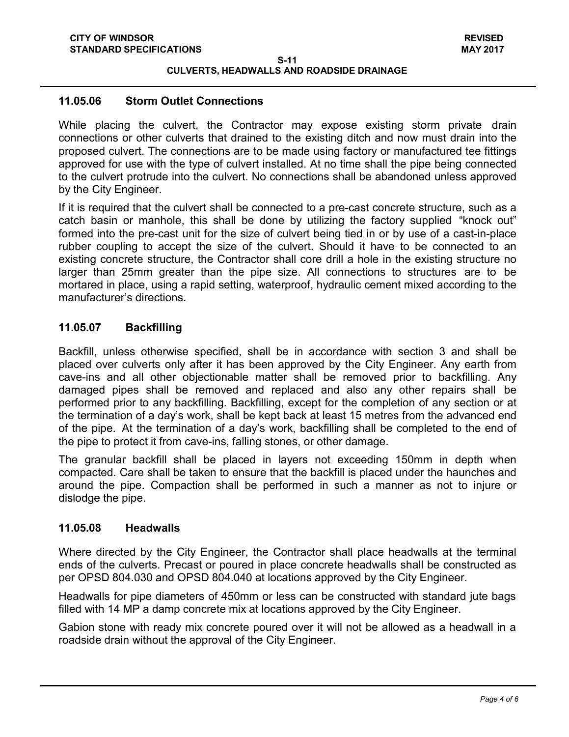### 11.05.06 Storm Outlet Connections

While placing the culvert, the Contractor may expose existing storm private drain connections or other culverts that drained to the existing ditch and now must drain into the proposed culvert. The connections are to be made using factory or manufactured tee fittings approved for use with the type of culvert installed. At no time shall the pipe being connected to the culvert protrude into the culvert. No connections shall be abandoned unless approved by the City Engineer.

If it is required that the culvert shall be connected to a pre-cast concrete structure, such as a catch basin or manhole, this shall be done by utilizing the factory supplied "knock out" formed into the pre-cast unit for the size of culvert being tied in or by use of a cast-in-place rubber coupling to accept the size of the culvert. Should it have to be connected to an existing concrete structure, the Contractor shall core drill a hole in the existing structure no larger than 25mm greater than the pipe size. All connections to structures are to be mortared in place, using a rapid setting, waterproof, hydraulic cement mixed according to the manufacturer's directions.

### 11.05.07 Backfilling

Backfill, unless otherwise specified, shall be in accordance with section 3 and shall be placed over culverts only after it has been approved by the City Engineer. Any earth from cave-ins and all other objectionable matter shall be removed prior to backfilling. Any damaged pipes shall be removed and replaced and also any other repairs shall be performed prior to any backfilling. Backfilling, except for the completion of any section or at the termination of a day's work, shall be kept back at least 15 metres from the advanced end of the pipe. At the termination of a day's work, backfilling shall be completed to the end of the pipe to protect it from cave-ins, falling stones, or other damage.

The granular backfill shall be placed in layers not exceeding 150mm in depth when compacted. Care shall be taken to ensure that the backfill is placed under the haunches and around the pipe. Compaction shall be performed in such a manner as not to injure or dislodge the pipe.

### 11.05.08 Headwalls

Where directed by the City Engineer, the Contractor shall place headwalls at the terminal ends of the culverts. Precast or poured in place concrete headwalls shall be constructed as per OPSD 804.030 and OPSD 804.040 at locations approved by the City Engineer.

Headwalls for pipe diameters of 450mm or less can be constructed with standard jute bags filled with 14 MP a damp concrete mix at locations approved by the City Engineer.

Gabion stone with ready mix concrete poured over it will not be allowed as a headwall in a roadside drain without the approval of the City Engineer.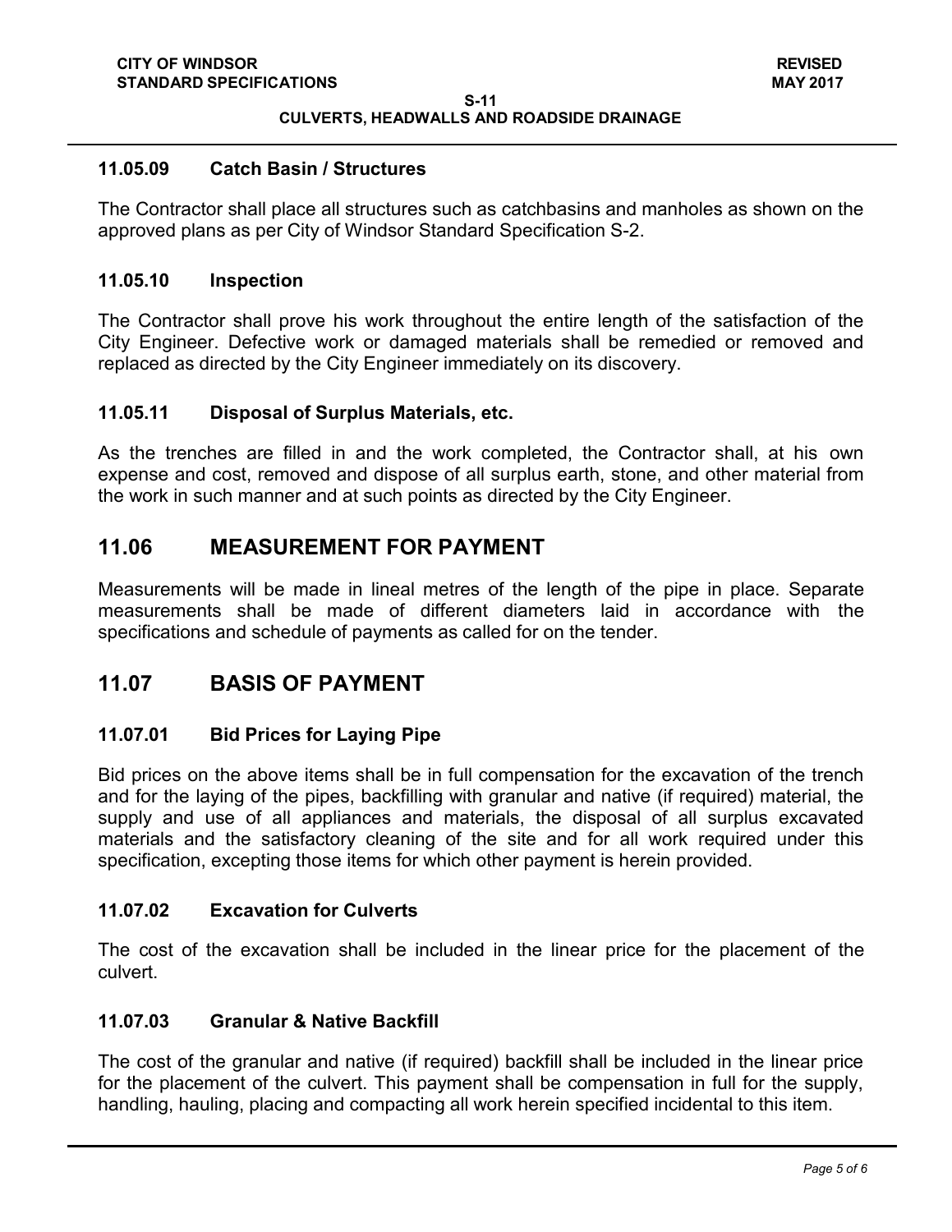### 11.05.09 Catch Basin / Structures

The Contractor shall place all structures such as catchbasins and manholes as shown on the approved plans as per City of Windsor Standard Specification S-2.

### 11.05.10 Inspection

The Contractor shall prove his work throughout the entire length of the satisfaction of the City Engineer. Defective work or damaged materials shall be remedied or removed and replaced as directed by the City Engineer immediately on its discovery.

### 11.05.11 Disposal of Surplus Materials, etc.

As the trenches are filled in and the work completed, the Contractor shall, at his own expense and cost, removed and dispose of all surplus earth, stone, and other material from the work in such manner and at such points as directed by the City Engineer.

## 11.06 MEASUREMENT FOR PAYMENT

Measurements will be made in lineal metres of the length of the pipe in place. Separate measurements shall be made of different diameters laid in accordance with the specifications and schedule of payments as called for on the tender.

## 11.07 BASIS OF PAYMENT

### 11.07.01 Bid Prices for Laying Pipe

Bid prices on the above items shall be in full compensation for the excavation of the trench and for the laying of the pipes, backfilling with granular and native (if required) material, the supply and use of all appliances and materials, the disposal of all surplus excavated materials and the satisfactory cleaning of the site and for all work required under this specification, excepting those items for which other payment is herein provided.

### 11.07.02 Excavation for Culverts

The cost of the excavation shall be included in the linear price for the placement of the culvert.

### 11.07.03 Granular & Native Backfill

The cost of the granular and native (if required) backfill shall be included in the linear price for the placement of the culvert. This payment shall be compensation in full for the supply, handling, hauling, placing and compacting all work herein specified incidental to this item.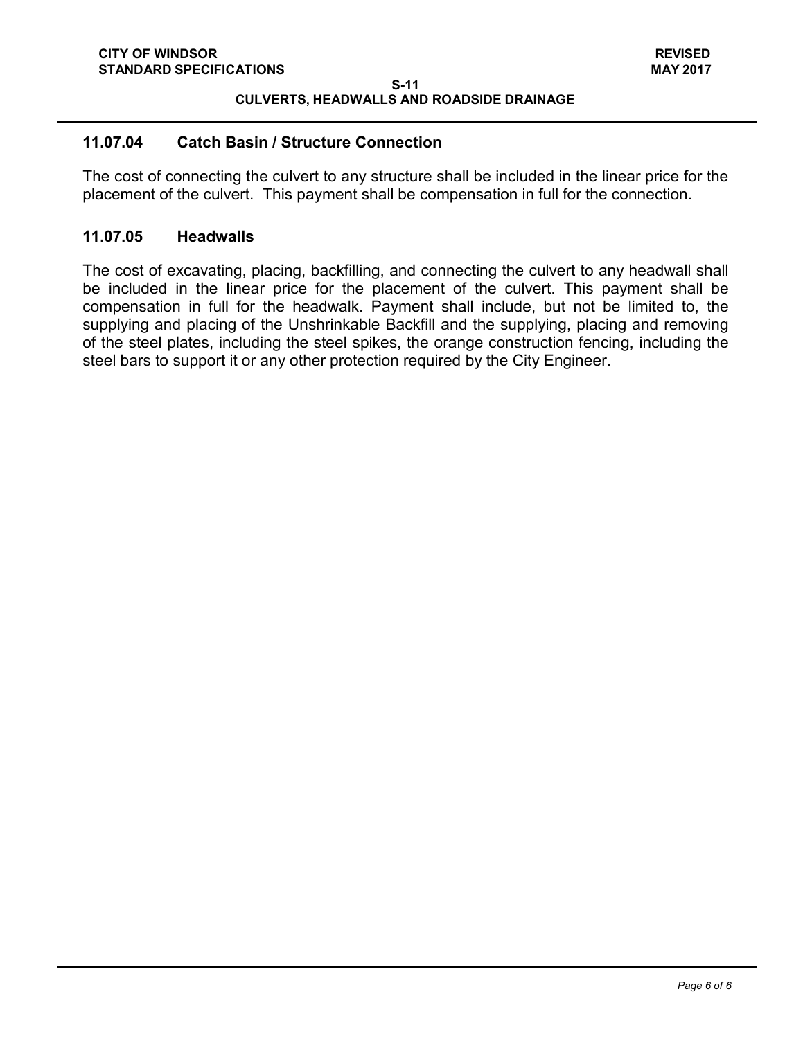### 11.07.04 Catch Basin / Structure Connection

The cost of connecting the culvert to any structure shall be included in the linear price for the placement of the culvert. This payment shall be compensation in full for the connection.

### 11.07.05 Headwalls

The cost of excavating, placing, backfilling, and connecting the culvert to any headwall shall be included in the linear price for the placement of the culvert. This payment shall be compensation in full for the headwalk. Payment shall include, but not be limited to, the supplying and placing of the Unshrinkable Backfill and the supplying, placing and removing of the steel plates, including the steel spikes, the orange construction fencing, including the steel bars to support it or any other protection required by the City Engineer.